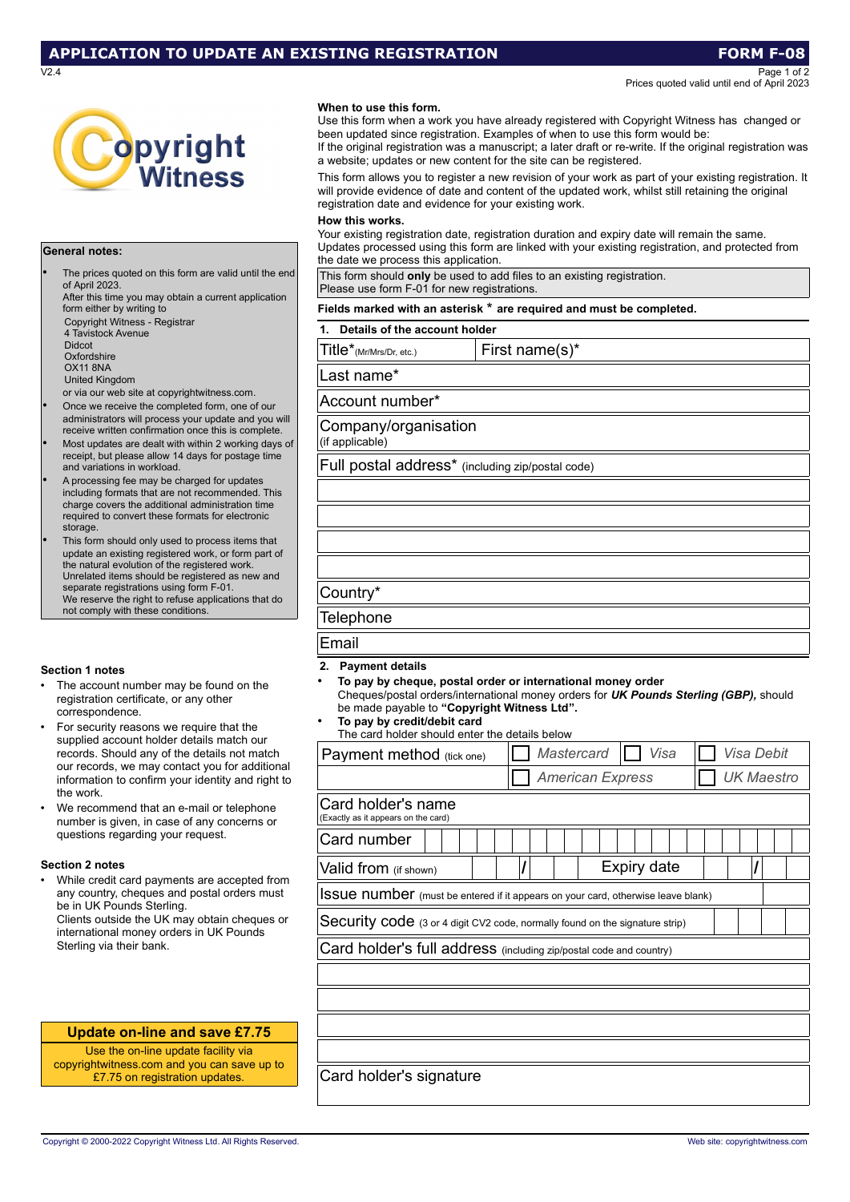# APPLICATION TO UPDATE AN EXISTING REGISTRATION

**FORM F-08**

V2.4

Prices quoted valid until end of April 2023

Copyright Witness

### General notes:

- The prices quoted on this form are valid until the end of April 2023. After this time you may obtain a current application form either by writing to
  Copyright Witness - Registrar
  4 Tavistock Avenue
  Didcot
  Oxfordshire
  OX11 8NA
  United Kingdom
  or via our web site at copyrightwitness.com.
- Once we receive the completed form, one of our administrators will process your update and you will receive written confirmation once this is complete.
- Most updates are dealt with within 2 working days of receipt, but please allow 14 days for postage time and variations in workload.
- A processing fee may be charged for updates including formats that are not recommended. This charge covers the additional administration time required to convert these formats for electronic storage.
- This form should only used to process items that update an existing registered work, or form part of the natural evolution of the registered work. Unrelated items should be registered as new and separate registrations using form F-01. We reserve the right to refuse applications that do not comply with these conditions.

### Section 1 notes

- The account number may be found on the registration certificate, or any other correspondence.
- For security reasons we require that the supplied account holder details match our records. Should any of the details not match our records, we may contact you for additional information to confirm your identity and right to the work.
- We recommend that an e-mail or telephone number is given, in case of any concerns or questions regarding your request.

### Section 2 notes

- While credit card payments are accepted from any country, cheques and postal orders must be in UK Pounds Sterling. Clients outside the UK may obtain cheques or international money orders in UK Pounds Sterling via their bank.

**Update on-line and save £7.75**

Use the on-line update facility via copyrightwitness.com and you can save up to £7.75 on registration updates.

### When to use this form.

Use this form when a work you have already registered with Copyright Witness has changed or been updated since registration. Examples of when to use this form would be:
If the original registration was a manuscript; a later draft or re-write. If the original registration was a website; updates or new content for the site can be registered.

This form allows you to register a new revision of your work as part of your existing registration. It will provide evidence of date and content of the updated work, whilst still retaining the original registration date and evidence for your existing work.

### How this works.

Your existing registration date, registration duration and expiry date will remain the same. Updates processed using this form are linked with your existing registration, and protected from the date we process this application.

This form should **only** be used to add files to an existing registration.
Please use form F-01 for new registrations.

**Fields marked with an asterisk * are required and must be completed.**

### 1. Details of the account holder

| Title* (Mr/Mrs/Dr, etc.) | First name(s)* |
|---|---|
| Last name* | |
| Account number* | |
| Company/organisation (if applicable) | |
| Full postal address* (including zip/postal code) | |
| | |
| | |
| | |
| | |
| Country* | |
| Telephone | |
| Email | |

### 2. Payment details

- **To pay by cheque, postal order or international money order**
  Cheques/postal orders/international money orders for ***UK Pounds Sterling (GBP),*** should be made payable to **"Copyright Witness Ltd".**
- **To pay by credit/debit card**
  The card holder should enter the details below

| Payment method (tick one) | ☐ *Mastercard* | ☐ *Visa* | ☐ *Visa Debit* |
|---|---|---|---|
| | ☐ *American Express* | | ☐ *UK Maestro* |

| | |
|---|---|
| Card holder's name (Exactly as it appears on the card) | |
| Card number | |
| Valid from (if shown) / | Expiry date / |
| Issue number (must be entered if it appears on your card, otherwise leave blank) | |
| Security code (3 or 4 digit CV2 code, normally found on the signature strip) | |
| Card holder's full address (including zip/postal code and country) | |
| | |
| | |
| | |
| | |
| Card holder's signature | |

Copyright © 2000-2022 Copyright Witness Ltd. All Rights Reserved.

Web site: copyrightwitness.com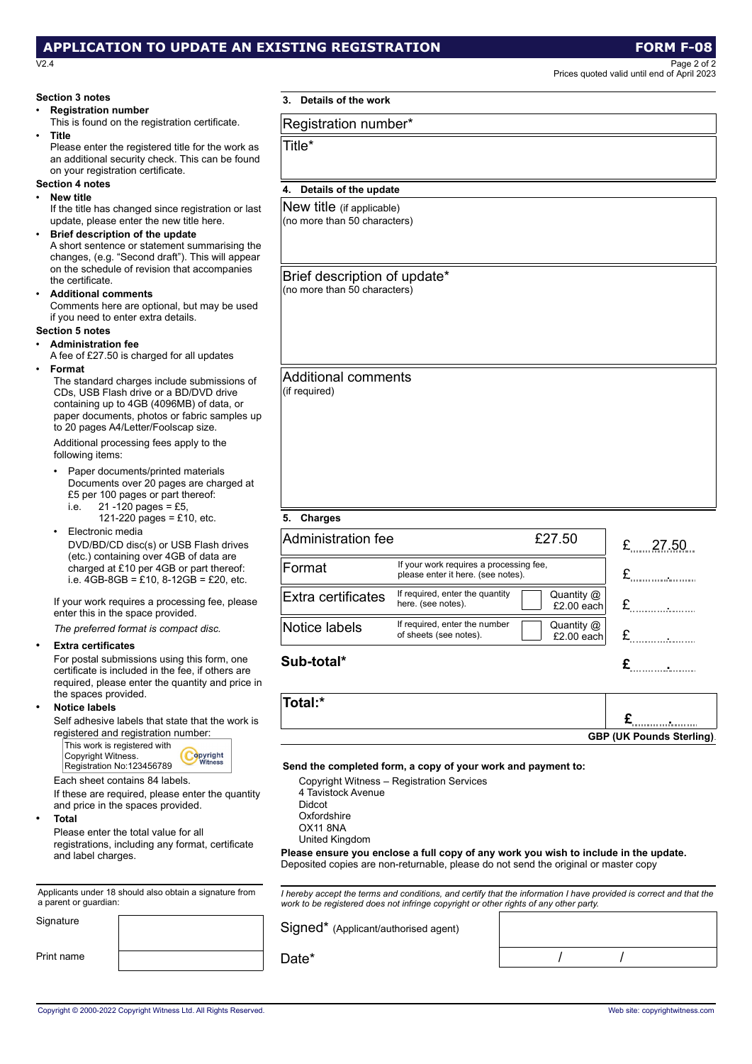## APPLICATION TO UPDATE AN EXISTING REGISTRATION — FORM F-08

V2.4

Prices quoted valid until end of April 2023

### Section 3 notes

- **Registration number**
  This is found on the registration certificate.
- **Title**
  Please enter the registered title for the work as an additional security check. This can be found on your registration certificate.

### Section 4 notes

- **New title**
  If the title has changed since registration or last update, please enter the new title here.
- **Brief description of the update**
  A short sentence or statement summarising the changes, (e.g. "Second draft"). This will appear on the schedule of revision that accompanies the certificate.
- **Additional comments**
  Comments here are optional, but may be used if you need to enter extra details.

### Section 5 notes

- **Administration fee**
  A fee of £27.50 is charged for all updates
- **Format**
  The standard charges include submissions of CDs, USB Flash drive or a BD/DVD drive containing up to 4GB (4096MB) of data, or paper documents, photos or fabric samples up to 20 pages A4/Letter/Foolscap size.

  Additional processing fees apply to the following items:

  - Paper documents/printed materials
    Documents over 20 pages are charged at £5 per 100 pages or part thereof:
    i.e. 21 -120 pages = £5,
    121-220 pages = £10, etc.
  - Electronic media
    DVD/BD/CD disc(s) or USB Flash drives (etc.) containing over 4GB of data are charged at £10 per 4GB or part thereof:
    i.e. 4GB-8GB = £10, 8-12GB = £20, etc.

  If your work requires a processing fee, please enter this in the space provided.

  *The preferred format is compact disc.*
- **Extra certificates**
  For postal submissions using this form, one certificate is included in the fee, if others are required, please enter the quantity and price in the spaces provided.
- **Notice labels**
  Self adhesive labels that state that the work is registered and registration number:
  This work is registered with Copyright Witness. Registration No:123456789
  Each sheet contains 84 labels.
  If these are required, please enter the quantity and price in the spaces provided.
- **Total**
  Please enter the total value for all registrations, including any format, certificate and label charges.

---

Applicants under 18 should also obtain a signature from a parent or guardian:

Signature

Print name

---

### 3. Details of the work

Registration number*

Title*

### 4. Details of the update

New title (if applicable)
(no more than 50 characters)

Brief description of update*
(no more than 50 characters)

Additional comments
(if required)

### 5. Charges

| Item | Details | Quantity | Amount |
|---|---|---|---|
| Administration fee | £27.50 | | £ 27.50 |
| Format | If your work requires a processing fee, please enter it here. (see notes). | | £ . |
| Extra certificates | If required, enter the quantity here. (see notes). | Quantity @ £2.00 each | £ . |
| Notice labels | If required, enter the number of sheets (see notes). | Quantity @ £2.00 each | £ . |
| **Sub-total*** | | | £ . |

**Total:*** £ .

**GBP (UK Pounds Sterling)**

**Send the completed form, a copy of your work and payment to:**

Copyright Witness – Registration Services
4 Tavistock Avenue
Didcot
Oxfordshire
OX11 8NA
United Kingdom

**Please ensure you enclose a full copy of any work you wish to include in the update.**
Deposited copies are non-returnable, please do not send the original or master copy

---

*I hereby accept the terms and conditions, and certify that the information I have provided is correct and that the work to be registered does not infringe copyright or other rights of any other party.*

Signed* (Applicant/authorised agent)

Date* / /

Copyright © 2000-2022 Copyright Witness Ltd. All Rights Reserved. Web site: copyrightwitness.com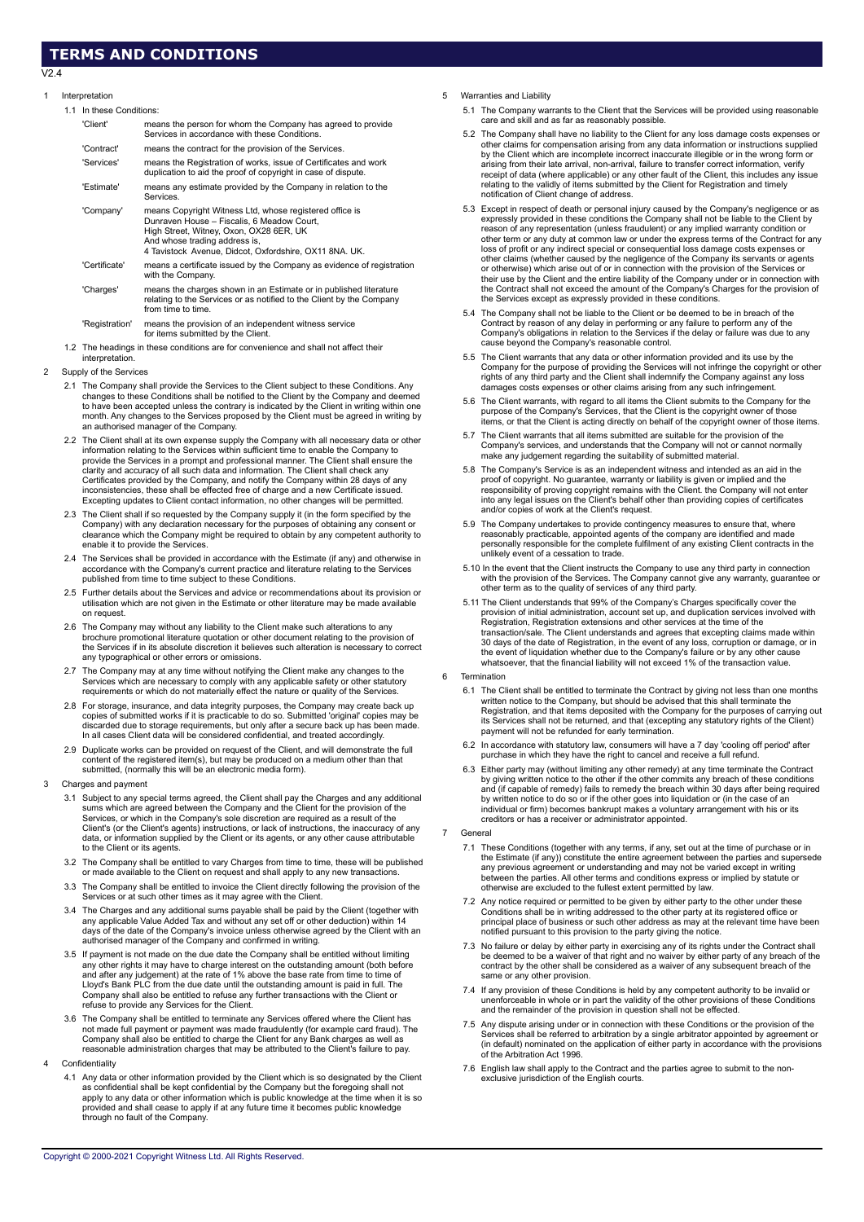# TERMS AND CONDITIONS

V2.4

1 Interpretation

1.1 In these Conditions:

| | |
|---|---|
| 'Client' | means the person for whom the Company has agreed to provide Services in accordance with these Conditions. |
| 'Contract' | means the contract for the provision of the Services. |
| 'Services' | means the Registration of works, issue of Certificates and work duplication to aid the proof of copyright in case of dispute. |
| 'Estimate' | means any estimate provided by the Company in relation to the Services. |
| 'Company' | means Copyright Witness Ltd, whose registered office is Dunraven House – Fiscalis, 6 Meadow Court, High Street, Witney, Oxon, OX28 6ER, UK And whose trading address is, 4 Tavistock Avenue, Didcot, Oxfordshire, OX11 8NA. UK. |
| 'Certificate' | means a certificate issued by the Company as evidence of registration with the Company. |
| 'Charges' | means the charges shown in an Estimate or in published literature relating to the Services or as notified to the Client by the Company from time to time. |
| 'Registration' | means the provision of an independent witness service for items submitted by the Client. |

1.2 The headings in these conditions are for convenience and shall not affect their interpretation.

2 Supply of the Services

2.1 The Company shall provide the Services to the Client subject to these Conditions. Any changes to these Conditions shall be notified to the Client by the Company and deemed to have been accepted unless the contrary is indicated by the Client in writing within one month. Any changes to the Services proposed by the Client must be agreed in writing by an authorised manager of the Company.

2.2 The Client shall at its own expense supply the Company with all necessary data or other information relating to the Services within sufficient time to enable the Company to provide the Services in a prompt and professional manner. The Client shall ensure the clarity and accuracy of all such data and information. The Client shall check any Certificates provided by the Company, and notify the Company within 28 days of any inconsistencies, these shall be effected free of charge and a new Certificate issued. Excepting updates to Client contact information, no other changes will be permitted.

2.3 The Client shall if so requested by the Company supply it (in the form specified by the Company) with any declaration necessary for the purposes of obtaining any consent or clearance which the Company might be required to obtain by any competent authority to enable it to provide the Services.

2.4 The Services shall be provided in accordance with the Estimate (if any) and otherwise in accordance with the Company's current practice and literature relating to the Services published from time to time subject to these Conditions.

2.5 Further details about the Services and advice or recommendations about its provision or utilisation which are not given in the Estimate or other literature may be made available on request.

2.6 The Company may without any liability to the Client make such alterations to any brochure promotional literature quotation or other document relating to the provision of the Services if in its absolute discretion it believes such alteration is necessary to correct any typographical or other errors or omissions.

2.7 The Company may at any time without notifying the Client make any changes to the Services which are necessary to comply with any applicable safety or other statutory requirements or which do not materially effect the nature or quality of the Services.

2.8 For storage, insurance, and data integrity purposes, the Company may create back up copies of submitted works if it is practicable to do so. Submitted 'original' copies may be discarded due to storage requirements, but only after a secure back up has been made. In all cases Client data will be considered confidential, and treated accordingly.

2.9 Duplicate works can be provided on request of the Client, and will demonstrate the full content of the registered item(s), but may be produced on a medium other than that submitted, (normally this will be an electronic media form).

3 Charges and payment

3.1 Subject to any special terms agreed, the Client shall pay the Charges and any additional sums which are agreed between the Company and the Client for the provision of the Services, or which in the Company's sole discretion are required as a result of the Client's (or the Client's agents) instructions, or lack of instructions, the inaccuracy of any data, or information supplied by the Client or its agents, or any other cause attributable to the Client or its agents.

3.2 The Company shall be entitled to vary Charges from time to time, these will be published or made available to the Client on request and shall apply to any new transactions.

3.3 The Company shall be entitled to invoice the Client directly following the provision of the Services or at such other times as it may agree with the Client.

3.4 The Charges and any additional sums payable shall be paid by the Client (together with any applicable Value Added Tax and without any set off or other deduction) within 14 days of the date of the Company's invoice unless otherwise agreed by the Client with an authorised manager of the Company and confirmed in writing.

3.5 If payment is not made on the due date the Company shall be entitled without limiting any other rights it may have to charge interest on the outstanding amount (both before and after any judgement) at the rate of 1% above the base rate from time to time of Lloyd's Bank PLC from the due date until the outstanding amount is paid in full. The Company shall also be entitled to refuse any further transactions with the Client or refuse to provide any Services for the Client.

3.6 The Company shall be entitled to terminate any Services offered where the Client has not made full payment or payment was made fraudulently (for example card fraud). The Company shall also be entitled to charge the Client for any Bank charges as well as reasonable administration charges that may be attributed to the Client's failure to pay.

4 Confidentiality

4.1 Any data or other information provided by the Client which is so designated by the Client as confidential shall be kept confidential by the Company but the foregoing shall not apply to any data or other information which is public knowledge at the time when it is so provided and shall cease to apply if at any future time it becomes public knowledge through no fault of the Company.

5 Warranties and Liability

5.1 The Company warrants to the Client that the Services will be provided using reasonable care and skill and as far as reasonably possible.

5.2 The Company shall have no liability to the Client for any loss damage costs expenses or other claims for compensation arising from any data information or instructions supplied by the Client which are incomplete incorrect inaccurate illegible or in the wrong form or arising from their late arrival, non-arrival, failure to transfer correct information, verify receipt of data (where applicable) or any other fault of the Client, this includes any issue relating to the validly of items submitted by the Client for Registration and timely notification of Client change of address.

5.3 Except in respect of death or personal injury caused by the Company's negligence or as expressly provided in these conditions the Company shall not be liable to the Client by reason of any representation (unless fraudulent) or any implied warranty condition or other term or any duty at common law or under the express terms of the Contract for any loss of profit or any indirect special or consequential loss damage costs expenses or other claims (whether caused by the negligence of the Company its servants or agents or otherwise) which arise out of or in connection with the provision of the Services or their use by the Client and the entire liability of the Company under or in connection with the Contract shall not exceed the amount of the Company's Charges for the provision of the Services except as expressly provided in these conditions.

5.4 The Company shall not be liable to the Client or be deemed to be in breach of the Contract by reason of any delay in performing or any failure to perform any of the Company's obligations in relation to the Services if the delay or failure was due to any cause beyond the Company's reasonable control.

5.5 The Client warrants that any data or other information provided and its use by the Company for the purpose of providing the Services will not infringe the copyright or other rights of any third party and the Client shall indemnify the Company against any loss damages costs expenses or other claims arising from any such infringement.

5.6 The Client warrants, with regard to all items the Client submits to the Company for the purpose of the Company's Services, that the Client is the copyright owner of those items, or that the Client is acting directly on behalf of the copyright owner of those items.

5.7 The Client warrants that all items submitted are suitable for the provision of the Company's services, and understands that the Company will not or cannot normally make any judgement regarding the suitability of submitted material.

5.8 The Company's Service is as an independent witness and intended as an aid in the proof of copyright. No guarantee, warranty or liability is given or implied and the responsibility of proving copyright remains with the Client. The Company will not enter into any legal issues on the Client's behalf other than providing copies of certificates and/or copies of work at the Client's request.

5.9 The Company undertakes to provide contingency measures to ensure that, where reasonably practicable, appointed agents of the company are identified and made personally responsible for the complete fulfilment of any existing Client contracts in the unlikely event of a cessation to trade.

5.10 In the event that the Client instructs the Company to use any third party in connection with the provision of the Services. The Company cannot give any warranty, guarantee or other term as to the quality of services of any third party.

5.11 The Client understands that 99% of the Company's Charges specifically cover the provision of initial administration, account set up, and duplication services involved with Registration, Registration extensions and other services at the time of the transaction/sale. The Client understands and agrees that excepting claims made within 30 days of the date of Registration, in the event of any loss, corruption or damage, or in the event of liquidation whether due to the Company's failure or by any other cause whatsoever, that the financial liability will not exceed 1% of the transaction value.

6 Termination

6.1 The Client shall be entitled to terminate the Contract by giving not less than one months written notice to the Company, but should be advised that this shall terminate the Registration, and that items deposited with the Company for the purposes of carrying out its Services shall not be returned, and that (excepting any statutory rights of the Client) payment will not be refunded for early termination.

6.2 In accordance with statutory law, consumers will have a 7 day 'cooling off period' after purchase in which they have the right to cancel and receive a full refund.

6.3 Either party may (without limiting any other remedy) at any time terminate the Contract by giving written notice to the other if the other commits any breach of these conditions and (if capable of remedy) fails to remedy the breach within 30 days after being required by written notice to do so or if the other goes into liquidation or (in the case of an individual or firm) becomes bankrupt makes a voluntary arrangement with his or its creditors or has a receiver or administrator appointed.

7 General

7.1 These Conditions (together with any terms, if any, set out at the time of purchase or in the Estimate (if any)) constitute the entire agreement between the parties and supersede any previous agreement or understanding and may not be varied except in writing between the parties. All other terms and conditions express or implied by statute or otherwise are excluded to the fullest extent permitted by law.

7.2 Any notice required or permitted to be given by either party to the other under these Conditions shall be in writing addressed to the other party at its registered office or principal place of business or such other address as may at the relevant time have been notified pursuant to this provision to the party giving the notice.

7.3 No failure or delay by either party in exercising any of its rights under the Contract shall be deemed to be a waiver of that right and no waiver by either party of any breach of the contract by the other shall be considered as a waiver of any subsequent breach of the same or any other provision.

7.4 If any provision of these Conditions is held by any competent authority to be invalid or unenforceable in whole or in part the validity of the other provisions of these Conditions and the remainder of the provision in question shall not be effected.

7.5 Any dispute arising under or in connection with these Conditions or the provision of the Services shall be referred to arbitration by a single arbitrator appointed by agreement or (in default) nominated on the application of either party in accordance with the provisions of the Arbitration Act 1996.

7.6 English law shall apply to the Contract and the parties agree to submit to the non-exclusive jurisdiction of the English courts.

Copyright © 2000-2021 Copyright Witness Ltd. All Rights Reserved.